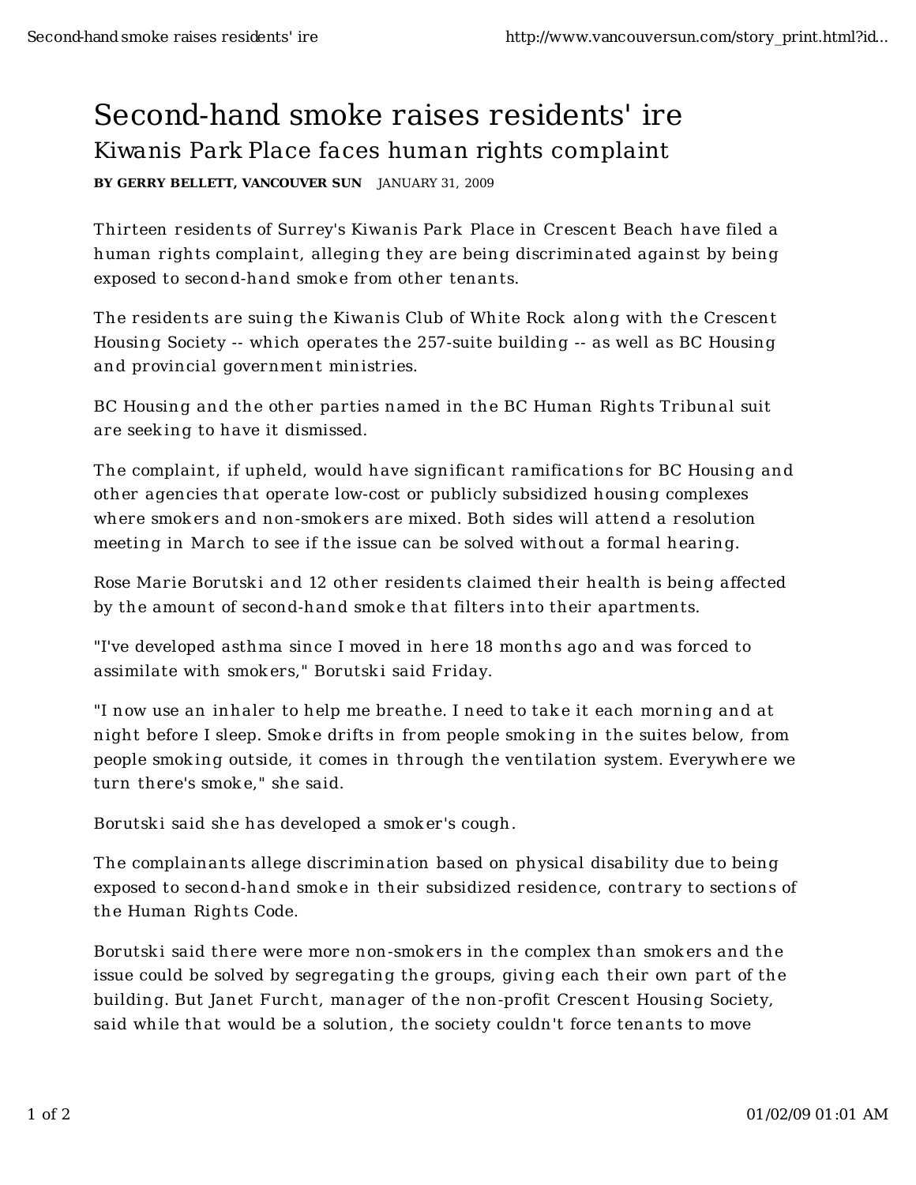# Second-hand smoke raises residents' ire

## Kiwanis Park Place faces human rights complaint

**BY GERRY BELLETT, VANCOUVER SUN** JANUARY 31, 2009

Thirteen residents of Surrey's Kiwanis Park Place in Crescent Beach have filed a human rights complaint, alleging they are being discriminated against by being exposed to second-hand smoke from other tenants.

The residents are suing the Kiwanis Club of White Rock along with the Crescent Housing Society -- which operates the 257-suite building -- as well as BC Housing and provincial government ministries.

BC Housing and the other parties named in the BC Human Rights Tribunal suit are seeking to have it dismissed.

The complaint, if upheld, would have significant ramifications for BC Housing and other agencies that operate low-cost or publicly subsidized housing complexes where smokers and non-smokers are mixed. Both sides will attend a resolution meeting in March to see if the issue can be solved without a formal hearing.

Rose Marie Borutski and 12 other residents claimed their health is being affected by the amount of second-hand smoke that filters into their apartments.

"I've developed asthma since I moved in here 18 months ago and was forced to assimilate with smokers," Borutski said Friday.

"I now use an inhaler to help me breathe. I need to take it each morning and at night before I sleep. Smoke drifts in from people smoking in the suites below, from people smoking outside, it comes in through the ventilation system. Everywhere we turn there's smoke," she said.

Borutski said she has developed a smoker's cough.

The complainants allege discrimination based on physical disability due to being exposed to second-hand smoke in their subsidized residence, contrary to sections of the Human Rights Code.

Borutski said there were more non-smokers in the complex than smokers and the issue could be solved by segregating the groups, giving each their own part of the building. But Janet Furcht, manager of the non-profit Crescent Housing Society, said while that would be a solution, the society couldn't force tenants to move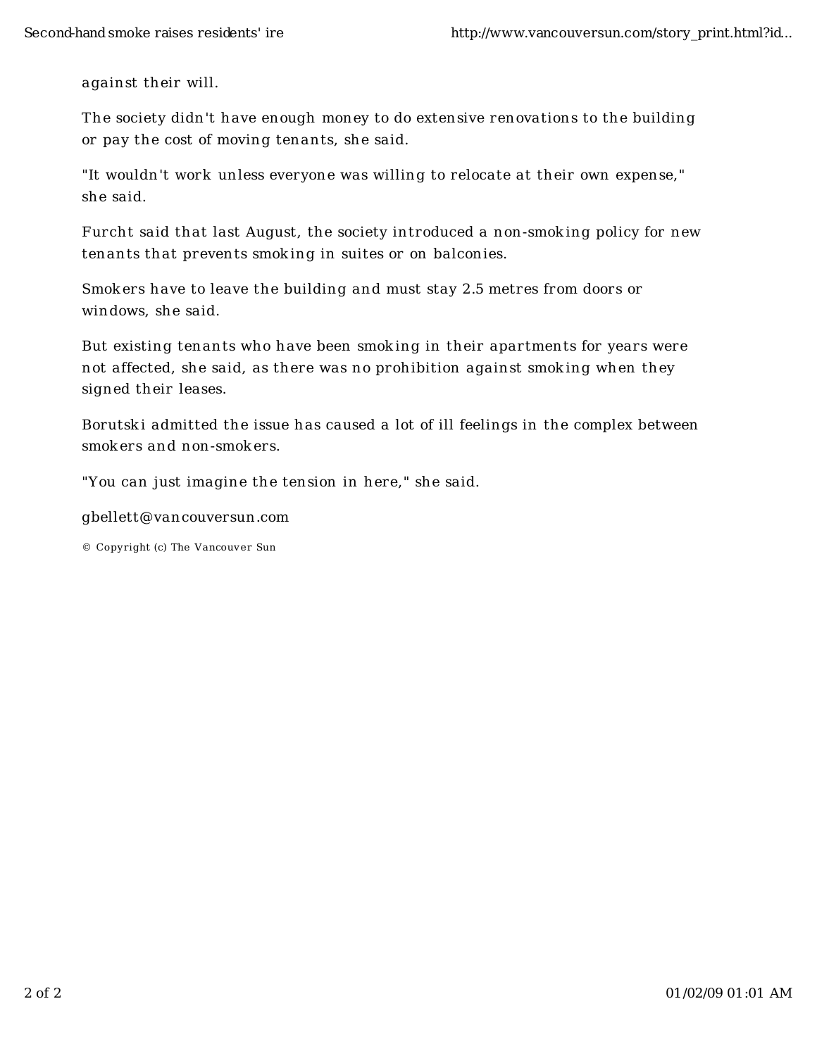against their will.

The society didn't have enough money to do extensive renovations to the building or pay the cost of moving tenants, she said.

"It wouldn't work unless everyone was willing to relocate at their own expense," she said.

Furcht said that last August, the society introduced a non-smoking policy for new tenants that prevents smoking in suites or on balconies.

Smokers have to leave the building and must stay 2.5 metres from doors or windows, she said.

But existing tenants who have been smoking in their apartments for years were not affected, she said, as there was no prohibition against smoking when they signed their leases.

Borutski admitted the issue has caused a lot of ill feelings in the complex between smokers and non-smokers.

"You can just imagine the tension in here," she said.

gbellett@vancouversun.com

© Copyright (c) The Vancouver Sun